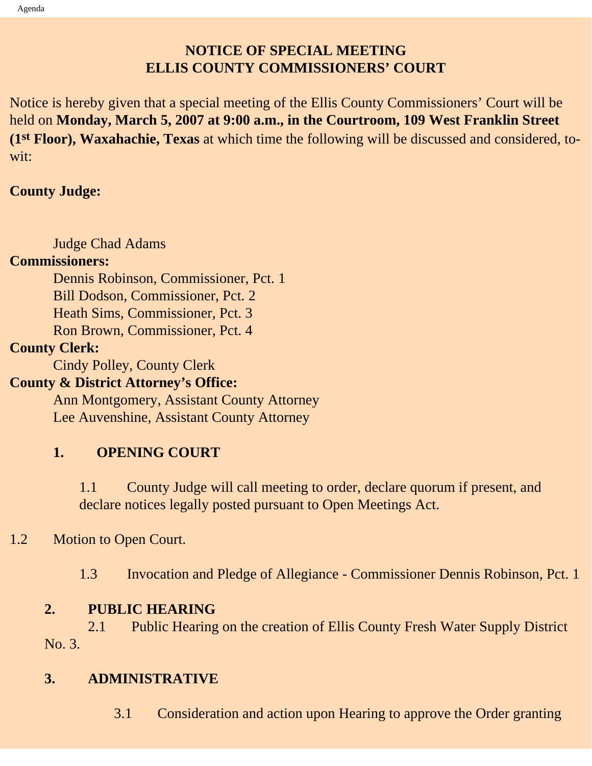# NOTICE OF SPECIAL MEETING
# ELLIS COUNTY COMMISSIONERS' COURT

Notice is hereby given that a special meeting of the Ellis County Commissioners' Court will be held on **Monday, March 5, 2007 at 9:00 a.m., in the Courtroom, 109 West Franklin Street (1st Floor), Waxahachie, Texas** at which time the following will be discussed and considered, to-wit:

**County Judge:**

Judge Chad Adams

**Commissioners:**

Dennis Robinson, Commissioner, Pct. 1
Bill Dodson, Commissioner, Pct. 2
Heath Sims, Commissioner, Pct. 3
Ron Brown, Commissioner, Pct. 4

**County Clerk:**

Cindy Polley, County Clerk

**County & District Attorney's Office:**

Ann Montgomery, Assistant County Attorney
Lee Auvenshine, Assistant County Attorney

## 1. OPENING COURT

1.1 County Judge will call meeting to order, declare quorum if present, and declare notices legally posted pursuant to Open Meetings Act.

1.2 Motion to Open Court.

1.3 Invocation and Pledge of Allegiance - Commissioner Dennis Robinson, Pct. 1

## 2. PUBLIC HEARING

2.1 Public Hearing on the creation of Ellis County Fresh Water Supply District No. 3.

## 3. ADMINISTRATIVE

3.1 Consideration and action upon Hearing to approve the Order granting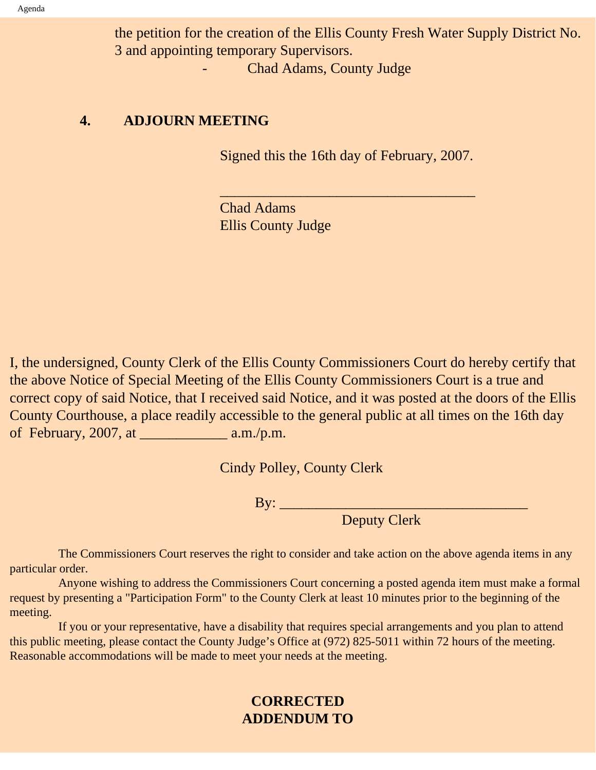the petition for the creation of the Ellis County Fresh Water Supply District No. 3 and appointing temporary Supervisors.

- Chad Adams, County Judge

**4. ADJOURN MEETING**

Signed this the 16th day of February, 2007.

___________________________________

Chad Adams
Ellis County Judge

I, the undersigned, County Clerk of the Ellis County Commissioners Court do hereby certify that the above Notice of Special Meeting of the Ellis County Commissioners Court is a true and correct copy of said Notice, that I received said Notice, and it was posted at the doors of the Ellis County Courthouse, a place readily accessible to the general public at all times on the 16th day of February, 2007, at ____________ a.m./p.m.

Cindy Polley, County Clerk

By: ___________________________________
Deputy Clerk

The Commissioners Court reserves the right to consider and take action on the above agenda items in any particular order.

Anyone wishing to address the Commissioners Court concerning a posted agenda item must make a formal request by presenting a "Participation Form" to the County Clerk at least 10 minutes prior to the beginning of the meeting.

If you or your representative, have a disability that requires special arrangements and you plan to attend this public meeting, please contact the County Judge's Office at (972) 825-5011 within 72 hours of the meeting. Reasonable accommodations will be made to meet your needs at the meeting.

**CORRECTED**
**ADDENDUM TO**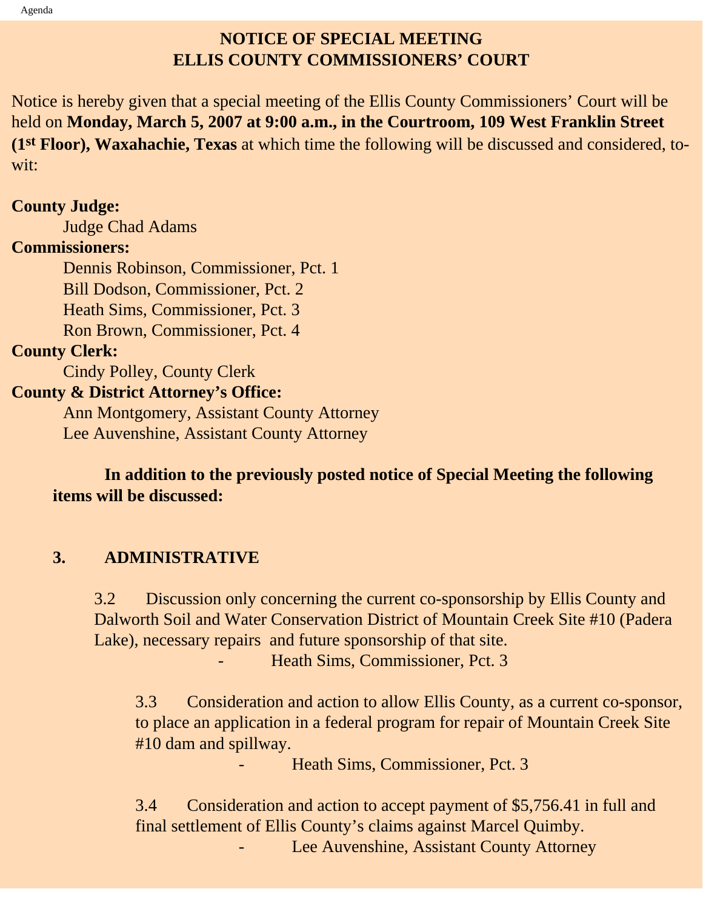# NOTICE OF SPECIAL MEETING
# ELLIS COUNTY COMMISSIONERS' COURT

Notice is hereby given that a special meeting of the Ellis County Commissioners' Court will be held on **Monday, March 5, 2007 at 9:00 a.m., in the Courtroom, 109 West Franklin Street (1st Floor), Waxahachie, Texas** at which time the following will be discussed and considered, to-wit:

**County Judge:**
Judge Chad Adams

**Commissioners:**
Dennis Robinson, Commissioner, Pct. 1
Bill Dodson, Commissioner, Pct. 2
Heath Sims, Commissioner, Pct. 3
Ron Brown, Commissioner, Pct. 4

**County Clerk:**
Cindy Polley, County Clerk

**County & District Attorney's Office:**
Ann Montgomery, Assistant County Attorney
Lee Auvenshine, Assistant County Attorney

**In addition to the previously posted notice of Special Meeting the following items will be discussed:**

## 3. ADMINISTRATIVE

3.2 Discussion only concerning the current co-sponsorship by Ellis County and Dalworth Soil and Water Conservation District of Mountain Creek Site #10 (Padera Lake), necessary repairs and future sponsorship of that site.
- Heath Sims, Commissioner, Pct. 3

3.3 Consideration and action to allow Ellis County, as a current co-sponsor, to place an application in a federal program for repair of Mountain Creek Site #10 dam and spillway.
- Heath Sims, Commissioner, Pct. 3

3.4 Consideration and action to accept payment of $5,756.41 in full and final settlement of Ellis County's claims against Marcel Quimby.
- Lee Auvenshine, Assistant County Attorney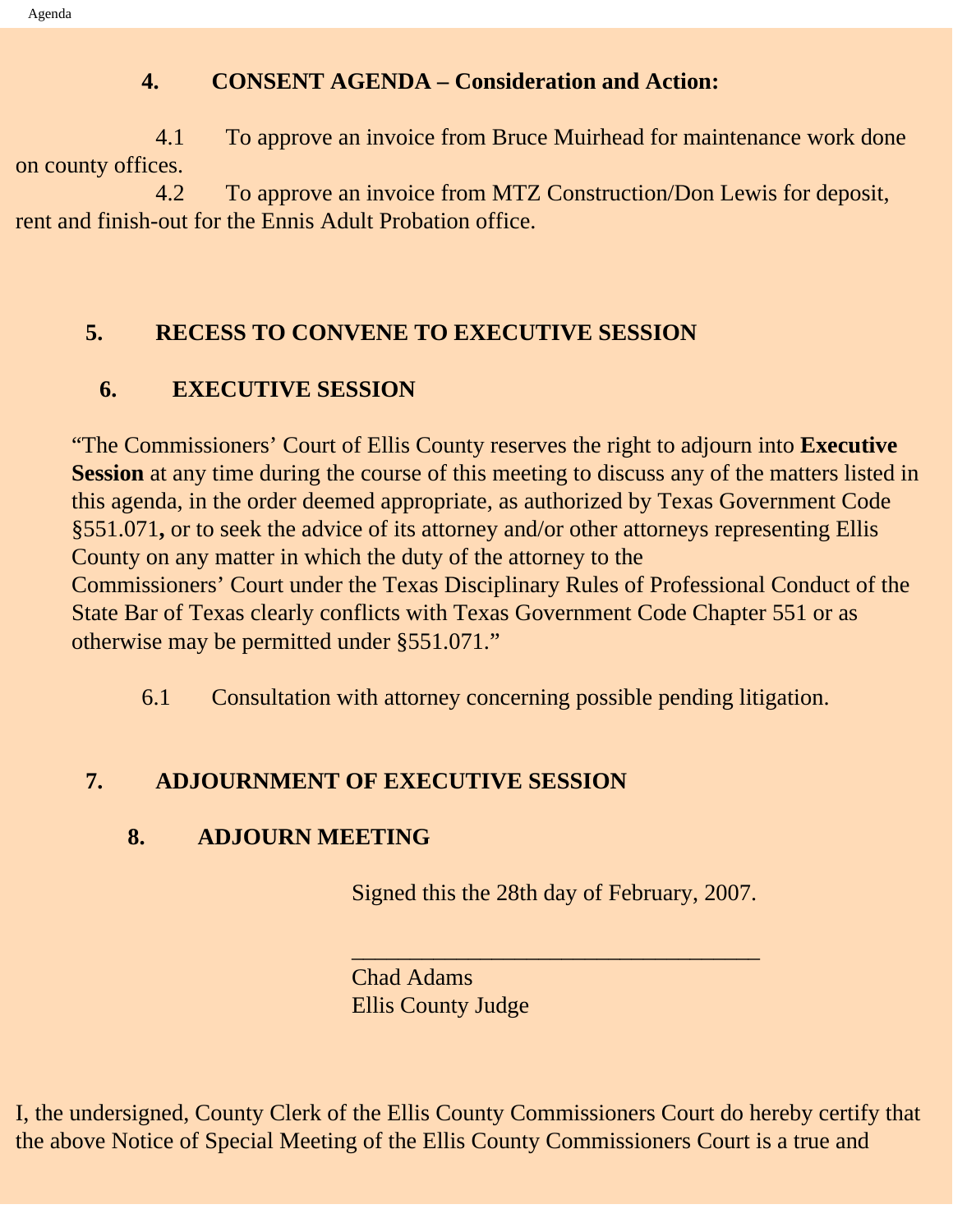**4. CONSENT AGENDA – Consideration and Action:**

4.1 To approve an invoice from Bruce Muirhead for maintenance work done on county offices.

4.2 To approve an invoice from MTZ Construction/Don Lewis for deposit, rent and finish-out for the Ennis Adult Probation office.

**5. RECESS TO CONVENE TO EXECUTIVE SESSION**

**6. EXECUTIVE SESSION**

"The Commissioners' Court of Ellis County reserves the right to adjourn into **Executive Session** at any time during the course of this meeting to discuss any of the matters listed in this agenda, in the order deemed appropriate, as authorized by Texas Government Code §551.071**,** or to seek the advice of its attorney and/or other attorneys representing Ellis County on any matter in which the duty of the attorney to the Commissioners' Court under the Texas Disciplinary Rules of Professional Conduct of the State Bar of Texas clearly conflicts with Texas Government Code Chapter 551 or as otherwise may be permitted under §551.071."

6.1 Consultation with attorney concerning possible pending litigation.

**7. ADJOURNMENT OF EXECUTIVE SESSION**

**8. ADJOURN MEETING**

Signed this the 28th day of February, 2007.

___________________________________

Chad Adams
Ellis County Judge

I, the undersigned, County Clerk of the Ellis County Commissioners Court do hereby certify that the above Notice of Special Meeting of the Ellis County Commissioners Court is a true and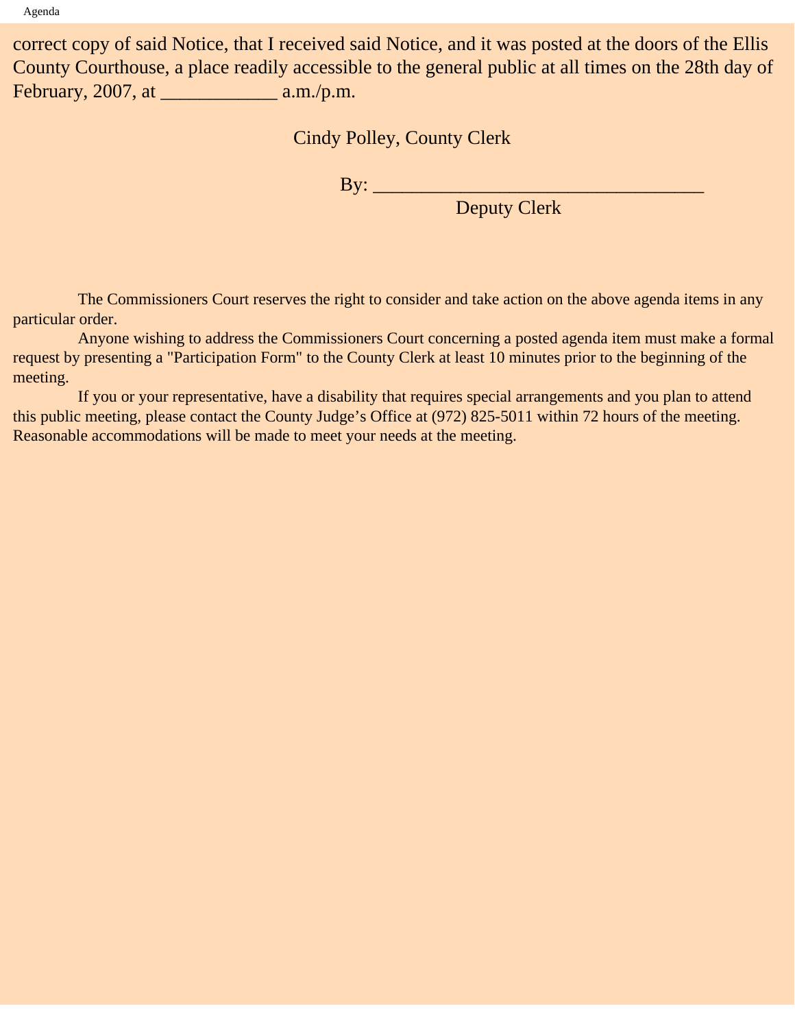correct copy of said Notice, that I received said Notice, and it was posted at the doors of the Ellis County Courthouse, a place readily accessible to the general public at all times on the 28th day of February, 2007, at ____________ a.m./p.m.

Cindy Polley, County Clerk

By: ___________________________________

Deputy Clerk

The Commissioners Court reserves the right to consider and take action on the above agenda items in any particular order.

Anyone wishing to address the Commissioners Court concerning a posted agenda item must make a formal request by presenting a "Participation Form" to the County Clerk at least 10 minutes prior to the beginning of the meeting.

If you or your representative, have a disability that requires special arrangements and you plan to attend this public meeting, please contact the County Judge's Office at (972) 825-5011 within 72 hours of the meeting. Reasonable accommodations will be made to meet your needs at the meeting.